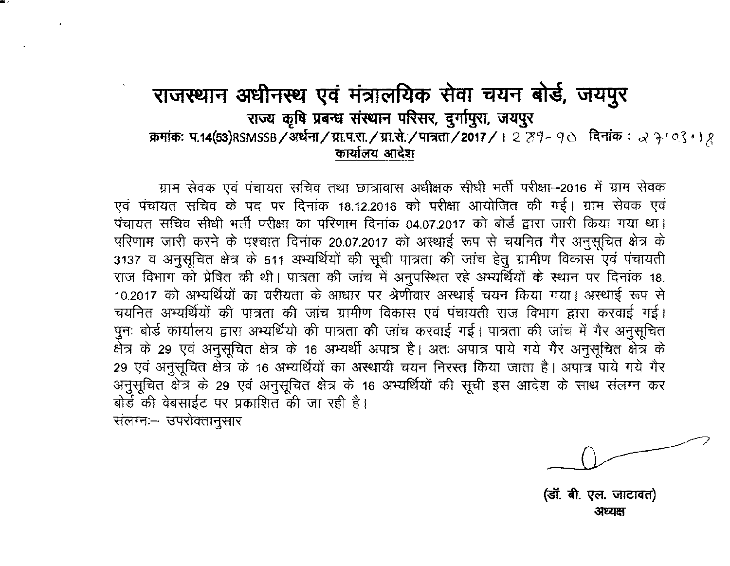# राजस्थान अधीनस्थ एवं मंत्रालयिक सेवा चयन बोर्ड, जयपुर

**राज्य कृषि प्रबन्ध संस्थान परिसर, दुर्गापुरा, जयपुर**

**क्रमांकः प.14(53)RSMSSB/अर्थना/ग्रा.प.रा./ग्रा.से./पात्रता/2017/**। 289-90 **दिनांक :** 27.03.18

**कार्यालय आदेश**

ग्राम सेवक एवं पंचायत सचिव तथा छात्रावास अधीक्षक सीधी भर्ती परीक्षा-2016 में ग्राम सेवक एवं पंचायत सचिव के पद पर दिनांक 18.12.2016 को परीक्षा आयोजित की गई। ग्राम सेवक एवं पंचायत सचिव सीधी भर्ती परीक्षा का परिणाम दिनांक 04.07.2017 को बोर्ड द्वारा जारी किया गया था। परिणाम जारी करने के पश्चात दिनांक 20.07.2017 को अस्थाई रूप से चयनित गैर अनुसूचित क्षेत्र के 3137 व अनुसूचित क्षेत्र के 511 अभ्यर्थियों की सूची पात्रता की जांच हेतु ग्रामीण विकास एवं पंचायती राज विभाग को प्रेषित की थी। पात्रता की जांच में अनुपस्थित रहे अभ्यर्थियों के स्थान पर दिनांक 18.10.2017 को अभ्यर्थियों का वरीयता के आधार पर श्रेणीवार अस्थाई चयन किया गया। अस्थाई रूप से चयनित अभ्यर्थियों की पात्रता की जांच ग्रामीण विकास एवं पंचायती राज विभाग द्वारा करवाई गई। पुनः बोर्ड कार्यालय द्वारा अभ्यर्थियो की पात्रता की जांच करवाई गई। पात्रता की जांच में गैर अनुसूचित क्षेत्र के 29 एवं अनुसूचित क्षेत्र के 16 अभ्यर्थी अपात्र है। अतः अपात्र पाये गये गैर अनुसूचित क्षेत्र के 29 एवं अनुसूचित क्षेत्र के 16 अभ्यर्थियों का अस्थायी चयन निरस्त किया जाता है। अपात्र पाये गये गैर अनुसूचित क्षेत्र के 29 एवं अनुसूचित क्षेत्र के 16 अभ्यर्थियों की सूची इस आदेश के साथ संलग्न कर बोर्ड की वेबसाईट पर प्रकाशित की जा रही है।

संलग्नः- उपरोक्तानुसार

**(डॉ. बी. एल. जाटावत)**
**अध्यक्ष**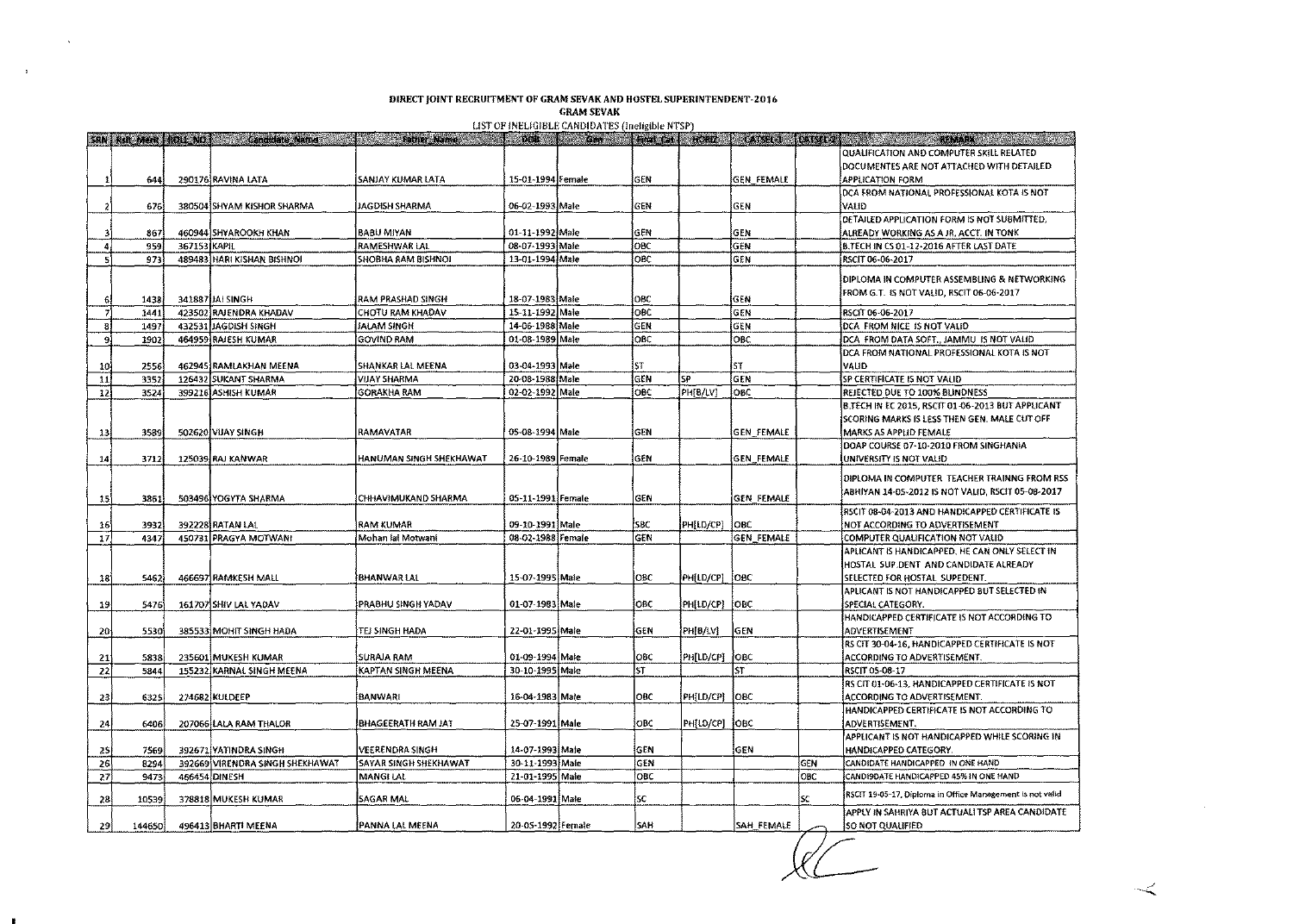**DIRECT JOINT RECRUITMENT OF GRAM SEVAK AND HOSTEL SUPERINTENDENT-2016**

**GRAM SEVAK**

LIST OF INELIGIBLE CANDIDATES (Ineligible NTSP)

| SRN | Roll_Merit | ROLL_NO | Candidate_Name | Father_Name | DOB | Gen | Final_Cat | HORIZ | CATSEL-1 | CATSEL-2 | REMARK |
|---|---|---|---|---|---|---|---|---|---|---|---|
| 1 | 644 | 290176 | RAVINA LATA | SANJAY KUMAR LATA | 15-01-1994 | Female | GEN | | GEN_FEMALE | | QUALIFICATION AND COMPUTER SKILL RELATED DOCUMENTES ARE NOT ATTACHED WITH DETAILED APPLICATION FORM |
| 2 | 676 | 380504 | SHYAM KISHOR SHARMA | JAGDISH SHARMA | 06-02-1993 | Male | GEN | | GEN | | DCA FROM NATIONAL PROFESSIONAL KOTA IS NOT VALID |
| 3 | 867 | 460944 | SHYAROOKH KHAN | BABU MIYAN | 01-11-1992 | Male | GEN | | GEN | | DETAILED APPLICATION FORM IS NOT SUBMITTED, ALREADY WORKING AS A JR. ACCT. IN TONK |
| 4 | 959 | 367153 | KAPIL | RAMESHWAR LAL | 08-07-1993 | Male | OBC | | GEN | | B.TECH IN CS 01-12-2016 AFTER LAST DATE |
| 5 | 973 | 489483 | HARI KISHAN BISHNOI | SHOBHA RAM BISHNOI | 13-01-1994 | Male | OBC | | GEN | | RSCIT 06-06-2017 |
| 6 | 1438 | 341887 | JAI SINGH | RAM PRASHAD SINGH | 18-07-1983 | Male | OBC | | GEN | | DIPLOMA IN COMPUTER ASSEMBLING & NETWORKING FROM G.T. IS NOT VALID, RSCIT 06-06-2017 |
| 7 | 1441 | 423502 | RAJENDRA KHADAV | CHOTU RAM KHADAV | 15-11-1992 | Male | OBC | | GEN | | RSCIT 06-06-2017 |
| 8 | 1497 | 432531 | JAGDISH SINGH | JALAM SINGH | 14-06-1988 | Male | GEN | | GEN | | DCA FROM NICE IS NOT VALID |
| 9 | 1902 | 464959 | RAJESH KUMAR | GOVIND RAM | 01-08-1989 | Male | OBC | | OBC | | DCA FROM DATA SOFT., JAMMU IS NOT VALID |
| 10 | 2556 | 462945 | RAMLAKHAN MEENA | SHANKAR LAL MEENA | 03-04-1993 | Male | ST | | ST | | DCA FROM NATIONAL PROFESSIONAL KOTA IS NOT VALID |
| 11 | 3352 | 126432 | SUKANT SHARMA | VIJAY SHARMA | 20-08-1988 | Male | GEN | SP | GEN | | SP CERTIFICATE IS NOT VALID |
| 12 | 3524 | 399216 | ASHISH KUMAR | GORAKHA RAM | 02-02-1992 | Male | OBC | PH[B/LV] | OBC | | REJECTED DUE TO 100% BLINDNESS |
| 13 | 3589 | 502620 | VIJAY SINGH | RAMAVATAR | 05-08-1994 | Male | GEN | | GEN_FEMALE | | B.TECH IN EC 2015, RSCIT 01-06-2013 BUT APPLICANT SCORING MARKS IS LESS THEN GEN. MALE CUT OFF MARKS AS APPLID FEMALE |
| 14 | 3712 | 125039 | RAJ KANWAR | HANUMAN SINGH SHEKHAWAT | 26-10-1989 | Female | GEN | | GEN_FEMALE | | DOAP COURSE 07-10-2010 FROM SINGHANIA UNIVERSITY IS NOT VALID |
| 15 | 3861 | 503496 | YOGYTA SHARMA | CHHAVIMUKAND SHARMA | 05-11-1991 | Female | GEN | | GEN_FEMALE | | DIPLOMA IN COMPUTER TEACHER TRAINNG FROM RSS ABHIYAN 14-05-2012 IS NOT VALID, RSCIT 05-08-2017 |
| 16 | 3932 | 392228 | RATAN LAL | RAM KUMAR | 09-10-1991 | Male | SBC | PH[LD/CP] | OBC | | RSCIT 08-04-2013 AND HANDICAPPED CERTIFICATE IS NOT ACCORDING TO ADVERTISEMENT |
| 17 | 4347 | 450731 | PRAGYA MOTWANI | Mohan lal Motwani | 08-02-1988 | Female | GEN | | GEN_FEMALE | | COMPUTER QUALIFICATION NOT VALID |
| 18 | 5462 | 466697 | RAMKESH MALL | BHANWAR LAL | 15-07-1995 | Male | OBC | PH[LD/CP] | OBC | | APLICANT IS HANDICAPPED. HE CAN ONLY SELECT IN HOSTAL SUP.DENT AND CANDIDATE ALREADY SELECTED FOR HOSTAL SUPEDENT. |
| 19 | 5476 | 161707 | SHIV LAL YADAV | PRABHU SINGH YADAV | 01-07-1983 | Male | OBC | PH[LD/CP] | OBC | | APLICANT IS NOT HANDICAPPED BUT SELECTED IN SPECIAL CATEGORY. |
| 20 | 5530 | 385533 | MOHIT SINGH HADA | TEJ SINGH HADA | 22-01-1995 | Male | GEN | PH[B/LV] | GEN | | HANDICAPPED CERTIFICATE IS NOT ACCORDING TO ADVERTISEMENT |
| 21 | 5838 | 235601 | MUKESH KUMAR | SURAJA RAM | 01-09-1994 | Male | OBC | PH[LD/CP] | OBC | | RS CIT 30-04-16, HANDICAPPED CERTIFICATE IS NOT ACCORDING TO ADVERTISEMENT. |
| 22 | 5844 | 155232 | KARNAL SINGH MEENA | KAPTAN SINGH MEENA | 30-10-1995 | Male | ST | | ST | | RSCIT 05-08-17 |
| 23 | 6325 | 274682 | KULDEEP | BANWARI | 16-04-1983 | Male | OBC | PH[LD/CP] | OBC | | RS CIT 01-06-13, HANDICAPPED CERTIFICATE IS NOT ACCORDING TO ADVERTISEMENT. |
| 24 | 6406 | 207066 | LALA RAM THALOR | BHAGEERATH RAM JAT | 25-07-1991 | Male | OBC | PH[LD/CP] | OBC | | HANDICAPPED CERTIFICATE IS NOT ACCORDING TO ADVERTISEMENT. |
| 25 | 7569 | 392671 | YATINDRA SINGH | VEERENDRA SINGH | 14-07-1993 | Male | GEN | | GEN | | APPLICANT IS NOT HANDICAPPED WHILE SCORING IN HANDICAPPED CATEGORY. |
| 26 | 8294 | 392669 | VIRENDRA SINGH SHEKHAWAT | SAYAR SINGH SHEKHAWAT | 30-11-1993 | Male | GEN | | | GEN | CANDIDATE HANDICAPPED IN ONE HAND |
| 27 | 9473 | 466454 | DINESH | MANGI LAL | 21-01-1995 | Male | OBC | | | OBC | CANDI9DATE HANDICAPPED 45% IN ONE HAND |
| 28 | 10539 | 378818 | MUKESH KUMAR | SAGAR MAL | 06-04-1991 | Male | SC | | | SC | RSCIT 19-05-17, Diploma in Office Management is not valid |
| 29 | 144650 | 496413 | BHARTI MEENA | PANNA LAL MEENA | 20-05-1992 | Female | SAH | | SAH_FEMALE | | APPLY IN SAHRIYA BUT ACTUALI TSP AREA CANDIDATE SO NOT QUALIFIED |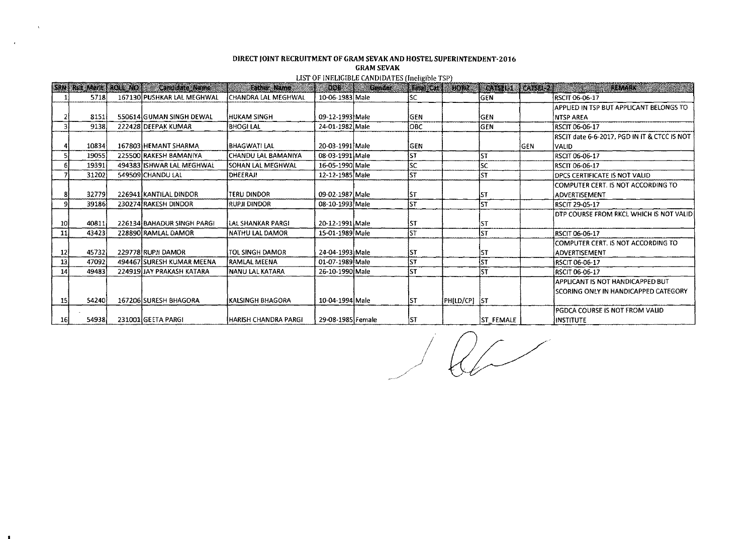**DIRECT JOINT RECRUITMENT OF GRAM SEVAK AND HOSTEL SUPERINTENDENT-2016**

**GRAM SEVAK**

LIST OF INELIGIBLE CANDIDATES (Ineligible TSP)

| SRN | Rsl_Merit | ROLL_NO | Candidate_Name | Father_Name | DOB | Gender | Final_Cat | HORIZ | CATSEL-1 | CATSEL-2 | REMARK |
|---|---|---|---|---|---|---|---|---|---|---|---|
| 1 | 5718 | 167130 | PUSHKAR LAL MEGHWAL | CHANDRA LAL MEGHWAL | 10-06-1983 | Male | SC | | GEN | | RSCIT 06-06-17 |
| 2 | 8151 | 550614 | GUMAN SINGH DEWAL | HUKAM SINGH | 09-12-1993 | Male | GEN | | GEN | | APPLIED IN TSP BUT APPLICANT BELONGS TO NTSP AREA |
| 3 | 9138 | 222428 | DEEPAK KUMAR | BHOGI LAL | 24-01-1982 | Male | OBC | | GEN | | RSCIT 06-06-17 |
| 4 | 10834 | 167803 | HEMANT SHARMA | BHAGWATI LAL | 20-03-1991 | Male | GEN | | | GEN | RSCIT date 6-6-2017, PGD IN IT & CTCC IS NOT VALID |
| 5 | 19055 | 225500 | RAKESH BAMANIYA | CHANDU LAL BAMANIYA | 08-03-1991 | Male | ST | | ST | | RSCIT 06-06-17 |
| 6 | 19391 | 494383 | ISHWAR LAL MEGHWAL | SOHAN LAL MEGHWAL | 16-05-1990 | Male | SC | | SC | | RSCIT 06-06-17 |
| 7 | 31202 | 549509 | CHANDU LAL | DHEERAJI | 12-12-1985 | Male | ST | | ST | | DPCS CERTIFICATE IS NOT VALID |
| 8 | 32779 | 226941 | KANTILAL DINDOR | TERU DINDOR | 09-02-1987 | Male | ST | | ST | | COMPUTER CERT. IS NOT ACCORDING TO ADVERTISEMENT |
| 9 | 39186 | 230274 | RAKESH DINDOR | RUPJI DINDOR | 08-10-1993 | Male | ST | | ST | | RSCIT 29-05-17 |
| 10 | 40811 | 226134 | BAHADUR SINGH PARGI | LAL SHANKAR PARGI | 20-12-1991 | Male | ST | | ST | | DTP COURSE FROM RKCL WHICH IS NOT VALID |
| 11 | 43423 | 228890 | RAMLAL DAMOR | NATHU LAL DAMOR | 15-01-1989 | Male | ST | | ST | | RSCIT 06-06-17 |
| 12 | 45732 | 229778 | RUPJI DAMOR | TOL SINGH DAMOR | 24-04-1993 | Male | ST | | ST | | COMPUTER CERT. IS NOT ACCORDING TO ADVERTISEMENT |
| 13 | 47092 | 494467 | SURESH KUMAR MEENA | RAMLAL MEENA | 01-07-1989 | Male | ST | | ST | | RSCIT 06-06-17 |
| 14 | 49483 | 224919 | JAY PRAKASH KATARA | NANU LAL KATARA | 26-10-1990 | Male | ST | | ST | | RSCIT 06-06-17 |
| 15 | 54240 | 167206 | SURESH BHAGORA | KALSINGH BHAGORA | 10-04-1994 | Male | ST | PH[LD/CP] | ST | | APPLICANT IS NOT HANDICAPPED BUT SCORING ONLY IN HANDICAPPED CATEGORY |
| 16 | 54938 | 231001 | GEETA PARGI | HARISH CHANDRA PARGI | 29-08-1985 | Female | ST | | ST_FEMALE | | PGDCA COURSE IS NOT FROM VALID INSTITUTE |